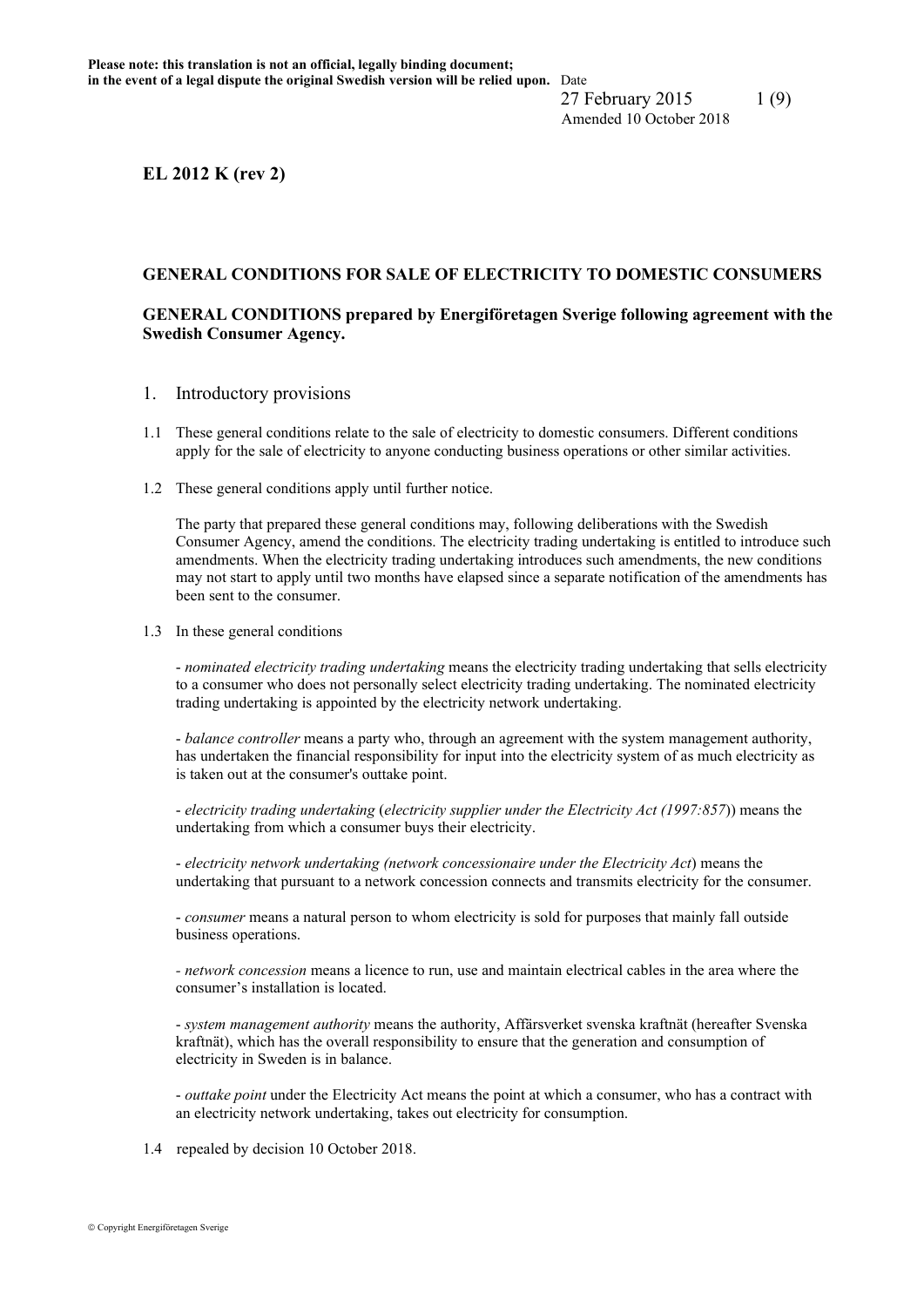**Please note: this translation is not an official, legally binding document; in the event of a legal dispute the original Swedish version will be relied upon.**

Date
27 February 2015
Amended 10 October 2018

**EL 2012 K (rev 2)**

**GENERAL CONDITIONS FOR SALE OF ELECTRICITY TO DOMESTIC CONSUMERS**

**GENERAL CONDITIONS prepared by Energiföretagen Sverige following agreement with the Swedish Consumer Agency.**

## 1. Introductory provisions

1.1 These general conditions relate to the sale of electricity to domestic consumers. Different conditions apply for the sale of electricity to anyone conducting business operations or other similar activities.

1.2 These general conditions apply until further notice.

The party that prepared these general conditions may, following deliberations with the Swedish Consumer Agency, amend the conditions. The electricity trading undertaking is entitled to introduce such amendments. When the electricity trading undertaking introduces such amendments, the new conditions may not start to apply until two months have elapsed since a separate notification of the amendments has been sent to the consumer.

1.3 In these general conditions

- *nominated electricity trading undertaking* means the electricity trading undertaking that sells electricity to a consumer who does not personally select electricity trading undertaking. The nominated electricity trading undertaking is appointed by the electricity network undertaking.

- *balance controller* means a party who, through an agreement with the system management authority, has undertaken the financial responsibility for input into the electricity system of as much electricity as is taken out at the consumer's outtake point.

- *electricity trading undertaking* (*electricity supplier under the Electricity Act (1997:857)*) means the undertaking from which a consumer buys their electricity.

- *electricity network undertaking (network concessionaire under the Electricity Act*) means the undertaking that pursuant to a network concession connects and transmits electricity for the consumer.

- *consumer* means a natural person to whom electricity is sold for purposes that mainly fall outside business operations.

- *network concession* means a licence to run, use and maintain electrical cables in the area where the consumer's installation is located.

- *system management authority* means the authority, Affärsverket svenska kraftnät (hereafter Svenska kraftnät), which has the overall responsibility to ensure that the generation and consumption of electricity in Sweden is in balance.

- *outtake point* under the Electricity Act means the point at which a consumer, who has a contract with an electricity network undertaking, takes out electricity for consumption.

1.4 repealed by decision 10 October 2018.

© Copyright Energiföretagen Sverige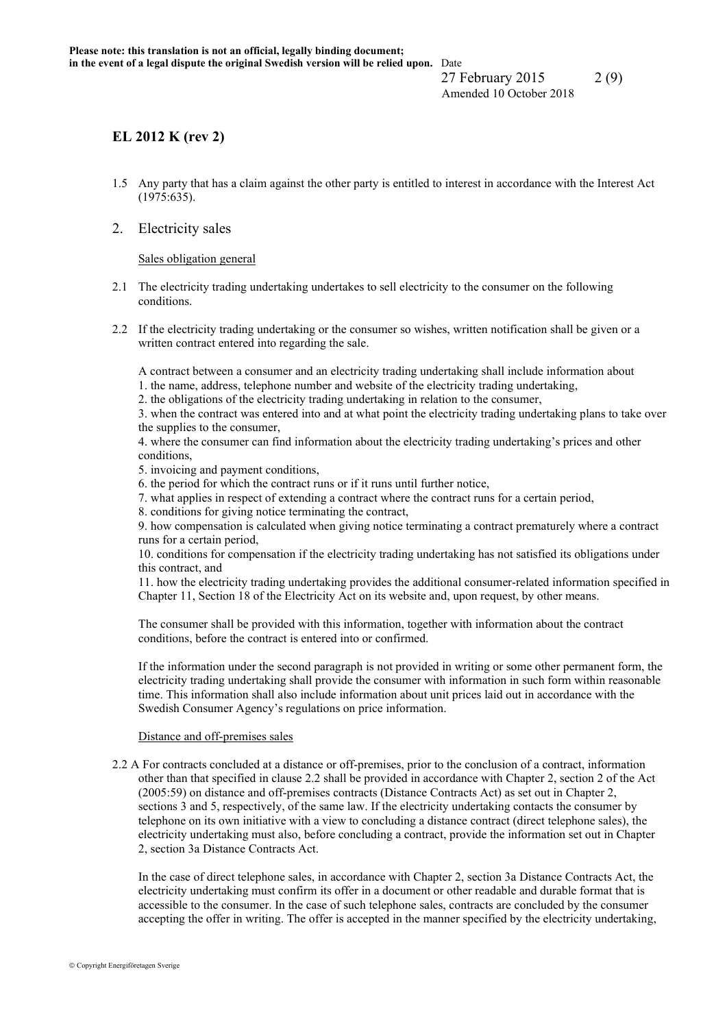## EL 2012 K (rev 2)

1.5 Any party that has a claim against the other party is entitled to interest in accordance with the Interest Act (1975:635).

## 2. Electricity sales

Sales obligation general

2.1 The electricity trading undertaking undertakes to sell electricity to the consumer on the following conditions.

2.2 If the electricity trading undertaking or the consumer so wishes, written notification shall be given or a written contract entered into regarding the sale.

A contract between a consumer and an electricity trading undertaking shall include information about
1. the name, address, telephone number and website of the electricity trading undertaking,
2. the obligations of the electricity trading undertaking in relation to the consumer,
3. when the contract was entered into and at what point the electricity trading undertaking plans to take over the supplies to the consumer,
4. where the consumer can find information about the electricity trading undertaking's prices and other conditions,
5. invoicing and payment conditions,
6. the period for which the contract runs or if it runs until further notice,
7. what applies in respect of extending a contract where the contract runs for a certain period,
8. conditions for giving notice terminating the contract,
9. how compensation is calculated when giving notice terminating a contract prematurely where a contract runs for a certain period,
10. conditions for compensation if the electricity trading undertaking has not satisfied its obligations under this contract, and
11. how the electricity trading undertaking provides the additional consumer-related information specified in Chapter 11, Section 18 of the Electricity Act on its website and, upon request, by other means.

The consumer shall be provided with this information, together with information about the contract conditions, before the contract is entered into or confirmed.

If the information under the second paragraph is not provided in writing or some other permanent form, the electricity trading undertaking shall provide the consumer with information in such form within reasonable time. This information shall also include information about unit prices laid out in accordance with the Swedish Consumer Agency's regulations on price information.

Distance and off-premises sales

2.2 A For contracts concluded at a distance or off-premises, prior to the conclusion of a contract, information other than that specified in clause 2.2 shall be provided in accordance with Chapter 2, section 2 of the Act (2005:59) on distance and off-premises contracts (Distance Contracts Act) as set out in Chapter 2, sections 3 and 5, respectively, of the same law. If the electricity undertaking contacts the consumer by telephone on its own initiative with a view to concluding a distance contract (direct telephone sales), the electricity undertaking must also, before concluding a contract, provide the information set out in Chapter 2, section 3a Distance Contracts Act.

In the case of direct telephone sales, in accordance with Chapter 2, section 3a Distance Contracts Act, the electricity undertaking must confirm its offer in a document or other readable and durable format that is accessible to the consumer. In the case of such telephone sales, contracts are concluded by the consumer accepting the offer in writing. The offer is accepted in the manner specified by the electricity undertaking,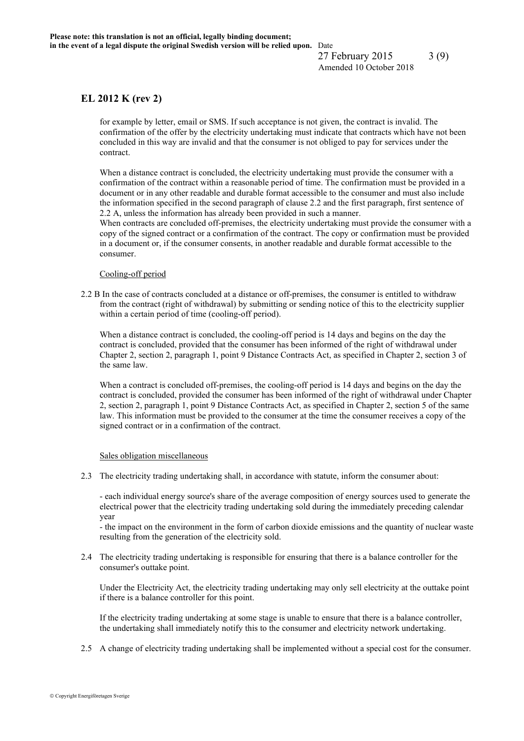for example by letter, email or SMS. If such acceptance is not given, the contract is invalid. The confirmation of the offer by the electricity undertaking must indicate that contracts which have not been concluded in this way are invalid and that the consumer is not obliged to pay for services under the contract.

When a distance contract is concluded, the electricity undertaking must provide the consumer with a confirmation of the contract within a reasonable period of time. The confirmation must be provided in a document or in any other readable and durable format accessible to the consumer and must also include the information specified in the second paragraph of clause 2.2 and the first paragraph, first sentence of 2.2 A, unless the information has already been provided in such a manner.
When contracts are concluded off-premises, the electricity undertaking must provide the consumer with a copy of the signed contract or a confirmation of the contract. The copy or confirmation must be provided in a document or, if the consumer consents, in another readable and durable format accessible to the consumer.

Cooling-off period

2.2 B In the case of contracts concluded at a distance or off-premises, the consumer is entitled to withdraw from the contract (right of withdrawal) by submitting or sending notice of this to the electricity supplier within a certain period of time (cooling-off period).

When a distance contract is concluded, the cooling-off period is 14 days and begins on the day the contract is concluded, provided that the consumer has been informed of the right of withdrawal under Chapter 2, section 2, paragraph 1, point 9 Distance Contracts Act, as specified in Chapter 2, section 3 of the same law.

When a contract is concluded off-premises, the cooling-off period is 14 days and begins on the day the contract is concluded, provided the consumer has been informed of the right of withdrawal under Chapter 2, section 2, paragraph 1, point 9 Distance Contracts Act, as specified in Chapter 2, section 5 of the same law. This information must be provided to the consumer at the time the consumer receives a copy of the signed contract or in a confirmation of the contract.

Sales obligation miscellaneous

2.3 The electricity trading undertaking shall, in accordance with statute, inform the consumer about:

- each individual energy source's share of the average composition of energy sources used to generate the electrical power that the electricity trading undertaking sold during the immediately preceding calendar year
- the impact on the environment in the form of carbon dioxide emissions and the quantity of nuclear waste resulting from the generation of the electricity sold.

2.4 The electricity trading undertaking is responsible for ensuring that there is a balance controller for the consumer's outtake point.

Under the Electricity Act, the electricity trading undertaking may only sell electricity at the outtake point if there is a balance controller for this point.

If the electricity trading undertaking at some stage is unable to ensure that there is a balance controller, the undertaking shall immediately notify this to the consumer and electricity network undertaking.

2.5 A change of electricity trading undertaking shall be implemented without a special cost for the consumer.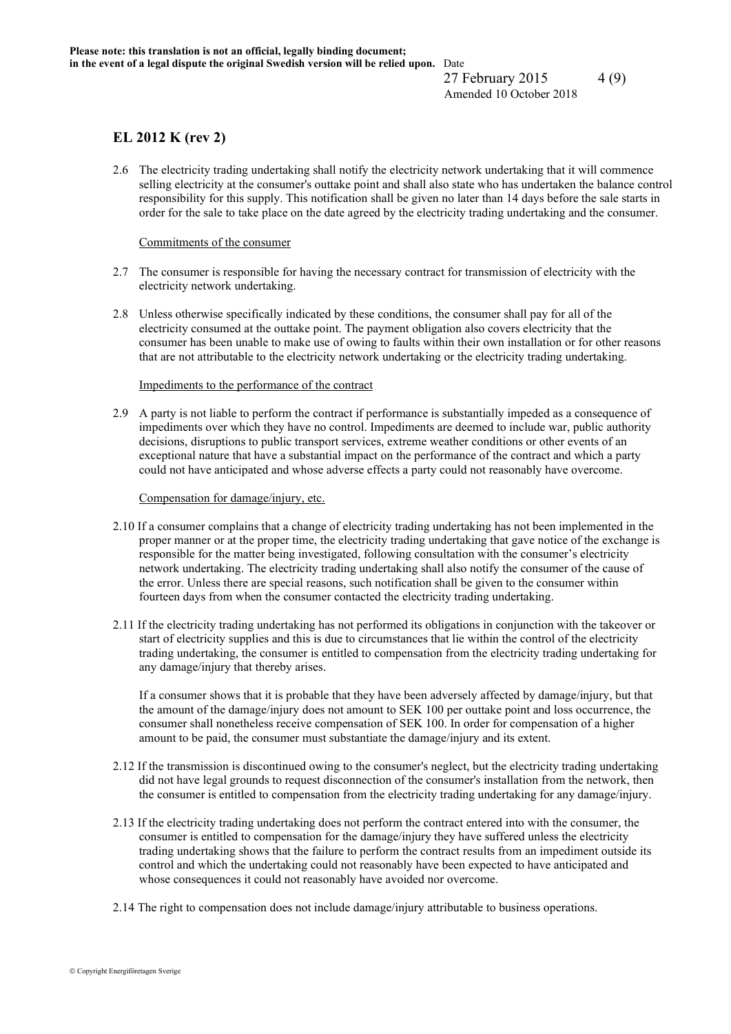## EL 2012 K (rev 2)

2.6 The electricity trading undertaking shall notify the electricity network undertaking that it will commence selling electricity at the consumer's outtake point and shall also state who has undertaken the balance control responsibility for this supply. This notification shall be given no later than 14 days before the sale starts in order for the sale to take place on the date agreed by the electricity trading undertaking and the consumer.

Commitments of the consumer

2.7 The consumer is responsible for having the necessary contract for transmission of electricity with the electricity network undertaking.

2.8 Unless otherwise specifically indicated by these conditions, the consumer shall pay for all of the electricity consumed at the outtake point. The payment obligation also covers electricity that the consumer has been unable to make use of owing to faults within their own installation or for other reasons that are not attributable to the electricity network undertaking or the electricity trading undertaking.

Impediments to the performance of the contract

2.9 A party is not liable to perform the contract if performance is substantially impeded as a consequence of impediments over which they have no control. Impediments are deemed to include war, public authority decisions, disruptions to public transport services, extreme weather conditions or other events of an exceptional nature that have a substantial impact on the performance of the contract and which a party could not have anticipated and whose adverse effects a party could not reasonably have overcome.

Compensation for damage/injury, etc.

2.10 If a consumer complains that a change of electricity trading undertaking has not been implemented in the proper manner or at the proper time, the electricity trading undertaking that gave notice of the exchange is responsible for the matter being investigated, following consultation with the consumer's electricity network undertaking. The electricity trading undertaking shall also notify the consumer of the cause of the error. Unless there are special reasons, such notification shall be given to the consumer within fourteen days from when the consumer contacted the electricity trading undertaking.

2.11 If the electricity trading undertaking has not performed its obligations in conjunction with the takeover or start of electricity supplies and this is due to circumstances that lie within the control of the electricity trading undertaking, the consumer is entitled to compensation from the electricity trading undertaking for any damage/injury that thereby arises.

If a consumer shows that it is probable that they have been adversely affected by damage/injury, but that the amount of the damage/injury does not amount to SEK 100 per outtake point and loss occurrence, the consumer shall nonetheless receive compensation of SEK 100. In order for compensation of a higher amount to be paid, the consumer must substantiate the damage/injury and its extent.

2.12 If the transmission is discontinued owing to the consumer's neglect, but the electricity trading undertaking did not have legal grounds to request disconnection of the consumer's installation from the network, then the consumer is entitled to compensation from the electricity trading undertaking for any damage/injury.

2.13 If the electricity trading undertaking does not perform the contract entered into with the consumer, the consumer is entitled to compensation for the damage/injury they have suffered unless the electricity trading undertaking shows that the failure to perform the contract results from an impediment outside its control and which the undertaking could not reasonably have been expected to have anticipated and whose consequences it could not reasonably have avoided nor overcome.

2.14 The right to compensation does not include damage/injury attributable to business operations.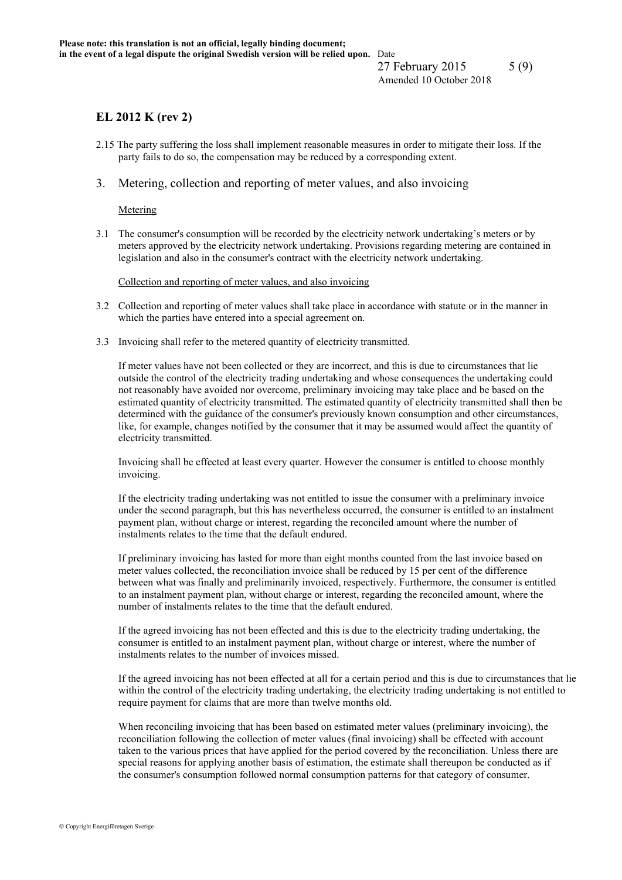## EL 2012 K (rev 2)

2.15 The party suffering the loss shall implement reasonable measures in order to mitigate their loss. If the party fails to do so, the compensation may be reduced by a corresponding extent.

## 3. Metering, collection and reporting of meter values, and also invoicing

Metering

3.1 The consumer's consumption will be recorded by the electricity network undertaking's meters or by meters approved by the electricity network undertaking. Provisions regarding metering are contained in legislation and also in the consumer's contract with the electricity network undertaking.

Collection and reporting of meter values, and also invoicing

3.2 Collection and reporting of meter values shall take place in accordance with statute or in the manner in which the parties have entered into a special agreement on.

3.3 Invoicing shall refer to the metered quantity of electricity transmitted.

If meter values have not been collected or they are incorrect, and this is due to circumstances that lie outside the control of the electricity trading undertaking and whose consequences the undertaking could not reasonably have avoided nor overcome, preliminary invoicing may take place and be based on the estimated quantity of electricity transmitted. The estimated quantity of electricity transmitted shall then be determined with the guidance of the consumer's previously known consumption and other circumstances, like, for example, changes notified by the consumer that it may be assumed would affect the quantity of electricity transmitted.

Invoicing shall be effected at least every quarter. However the consumer is entitled to choose monthly invoicing.

If the electricity trading undertaking was not entitled to issue the consumer with a preliminary invoice under the second paragraph, but this has nevertheless occurred, the consumer is entitled to an instalment payment plan, without charge or interest, regarding the reconciled amount where the number of instalments relates to the time that the default endured.

If preliminary invoicing has lasted for more than eight months counted from the last invoice based on meter values collected, the reconciliation invoice shall be reduced by 15 per cent of the difference between what was finally and preliminarily invoiced, respectively. Furthermore, the consumer is entitled to an instalment payment plan, without charge or interest, regarding the reconciled amount, where the number of instalments relates to the time that the default endured.

If the agreed invoicing has not been effected and this is due to the electricity trading undertaking, the consumer is entitled to an instalment payment plan, without charge or interest, where the number of instalments relates to the number of invoices missed.

If the agreed invoicing has not been effected at all for a certain period and this is due to circumstances that lie within the control of the electricity trading undertaking, the electricity trading undertaking is not entitled to require payment for claims that are more than twelve months old.

When reconciling invoicing that has been based on estimated meter values (preliminary invoicing), the reconciliation following the collection of meter values (final invoicing) shall be effected with account taken to the various prices that have applied for the period covered by the reconciliation. Unless there are special reasons for applying another basis of estimation, the estimate shall thereupon be conducted as if the consumer's consumption followed normal consumption patterns for that category of consumer.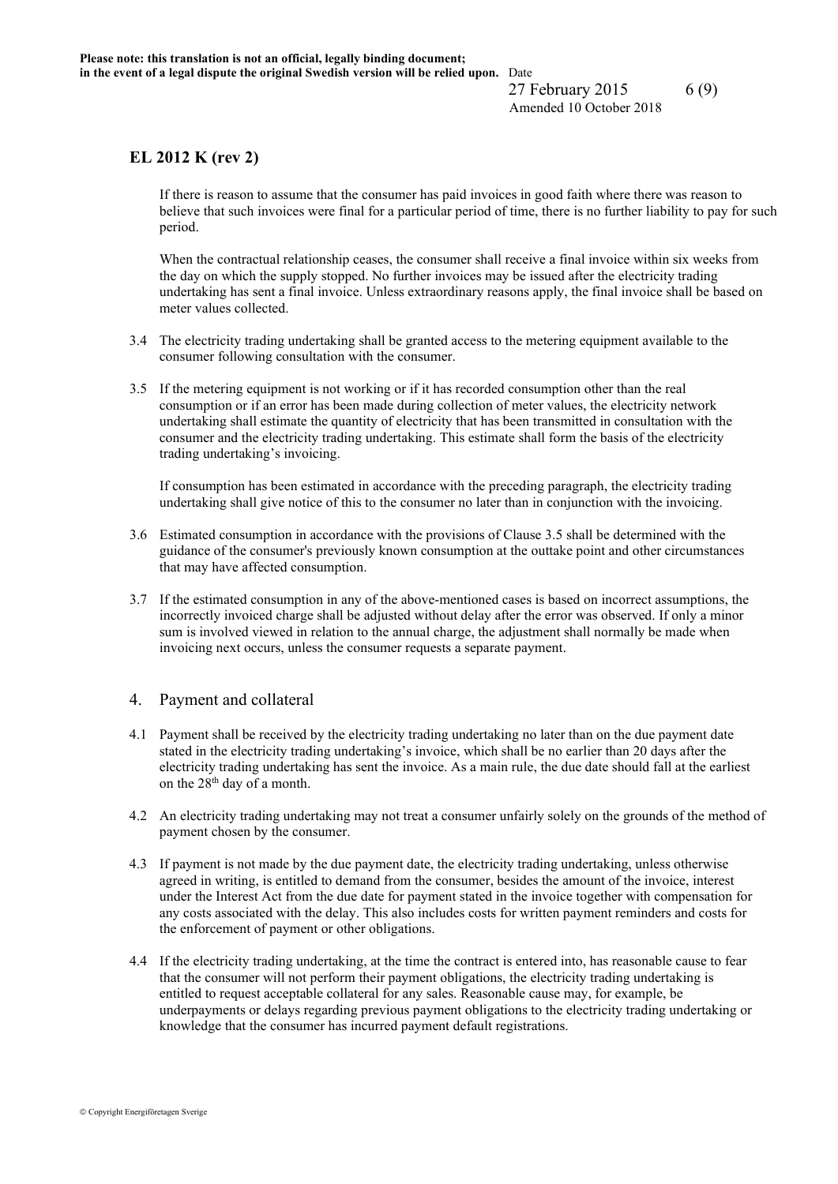If there is reason to assume that the consumer has paid invoices in good faith where there was reason to believe that such invoices were final for a particular period of time, there is no further liability to pay for such period.

When the contractual relationship ceases, the consumer shall receive a final invoice within six weeks from the day on which the supply stopped. No further invoices may be issued after the electricity trading undertaking has sent a final invoice. Unless extraordinary reasons apply, the final invoice shall be based on meter values collected.

3.4 The electricity trading undertaking shall be granted access to the metering equipment available to the consumer following consultation with the consumer.

3.5 If the metering equipment is not working or if it has recorded consumption other than the real consumption or if an error has been made during collection of meter values, the electricity network undertaking shall estimate the quantity of electricity that has been transmitted in consultation with the consumer and the electricity trading undertaking. This estimate shall form the basis of the electricity trading undertaking's invoicing.

If consumption has been estimated in accordance with the preceding paragraph, the electricity trading undertaking shall give notice of this to the consumer no later than in conjunction with the invoicing.

3.6 Estimated consumption in accordance with the provisions of Clause 3.5 shall be determined with the guidance of the consumer's previously known consumption at the outtake point and other circumstances that may have affected consumption.

3.7 If the estimated consumption in any of the above-mentioned cases is based on incorrect assumptions, the incorrectly invoiced charge shall be adjusted without delay after the error was observed. If only a minor sum is involved viewed in relation to the annual charge, the adjustment shall normally be made when invoicing next occurs, unless the consumer requests a separate payment.

## 4. Payment and collateral

4.1 Payment shall be received by the electricity trading undertaking no later than on the due payment date stated in the electricity trading undertaking's invoice, which shall be no earlier than 20 days after the electricity trading undertaking has sent the invoice. As a main rule, the due date should fall at the earliest on the 28th day of a month.

4.2 An electricity trading undertaking may not treat a consumer unfairly solely on the grounds of the method of payment chosen by the consumer.

4.3 If payment is not made by the due payment date, the electricity trading undertaking, unless otherwise agreed in writing, is entitled to demand from the consumer, besides the amount of the invoice, interest under the Interest Act from the due date for payment stated in the invoice together with compensation for any costs associated with the delay. This also includes costs for written payment reminders and costs for the enforcement of payment or other obligations.

4.4 If the electricity trading undertaking, at the time the contract is entered into, has reasonable cause to fear that the consumer will not perform their payment obligations, the electricity trading undertaking is entitled to request acceptable collateral for any sales. Reasonable cause may, for example, be underpayments or delays regarding previous payment obligations to the electricity trading undertaking or knowledge that the consumer has incurred payment default registrations.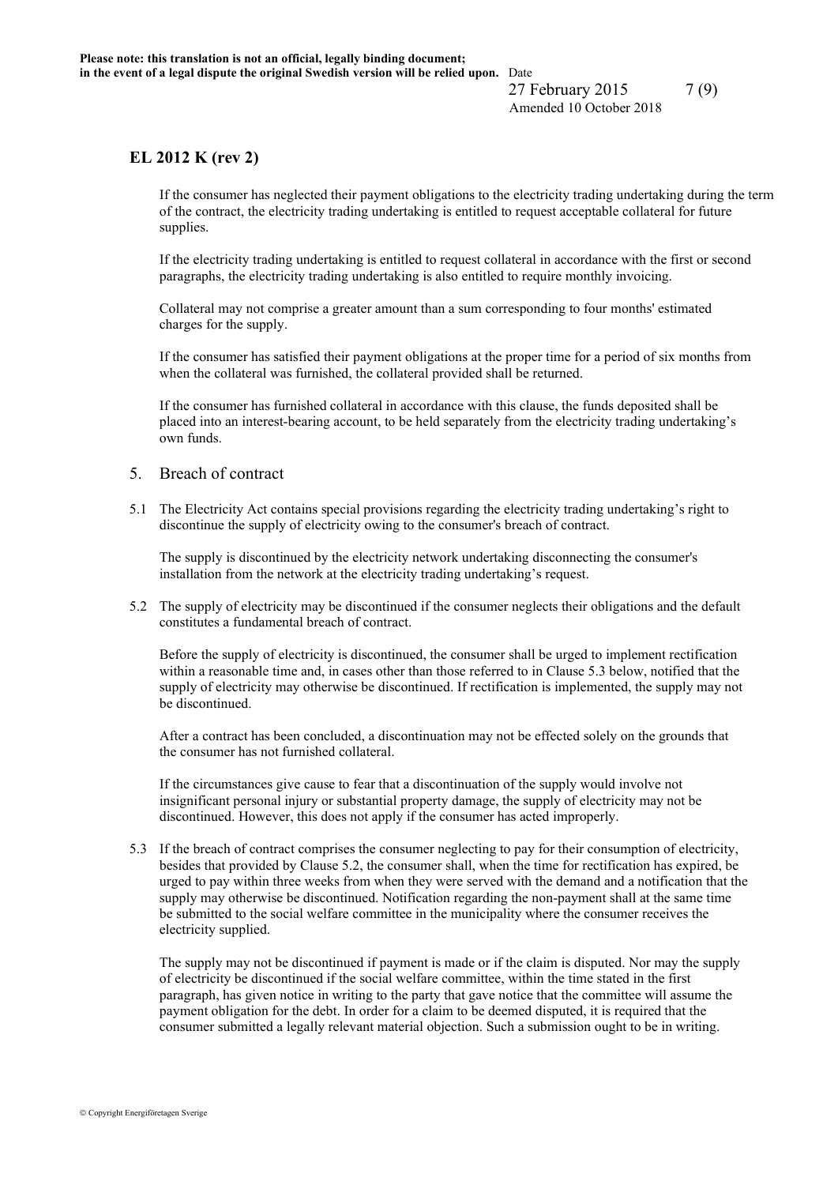## EL 2012 K (rev 2)

If the consumer has neglected their payment obligations to the electricity trading undertaking during the term of the contract, the electricity trading undertaking is entitled to request acceptable collateral for future supplies.

If the electricity trading undertaking is entitled to request collateral in accordance with the first or second paragraphs, the electricity trading undertaking is also entitled to require monthly invoicing.

Collateral may not comprise a greater amount than a sum corresponding to four months' estimated charges for the supply.

If the consumer has satisfied their payment obligations at the proper time for a period of six months from when the collateral was furnished, the collateral provided shall be returned.

If the consumer has furnished collateral in accordance with this clause, the funds deposited shall be placed into an interest-bearing account, to be held separately from the electricity trading undertaking's own funds.

## 5. Breach of contract

5.1 The Electricity Act contains special provisions regarding the electricity trading undertaking's right to discontinue the supply of electricity owing to the consumer's breach of contract.

The supply is discontinued by the electricity network undertaking disconnecting the consumer's installation from the network at the electricity trading undertaking's request.

5.2 The supply of electricity may be discontinued if the consumer neglects their obligations and the default constitutes a fundamental breach of contract.

Before the supply of electricity is discontinued, the consumer shall be urged to implement rectification within a reasonable time and, in cases other than those referred to in Clause 5.3 below, notified that the supply of electricity may otherwise be discontinued. If rectification is implemented, the supply may not be discontinued.

After a contract has been concluded, a discontinuation may not be effected solely on the grounds that the consumer has not furnished collateral.

If the circumstances give cause to fear that a discontinuation of the supply would involve not insignificant personal injury or substantial property damage, the supply of electricity may not be discontinued. However, this does not apply if the consumer has acted improperly.

5.3 If the breach of contract comprises the consumer neglecting to pay for their consumption of electricity, besides that provided by Clause 5.2, the consumer shall, when the time for rectification has expired, be urged to pay within three weeks from when they were served with the demand and a notification that the supply may otherwise be discontinued. Notification regarding the non-payment shall at the same time be submitted to the social welfare committee in the municipality where the consumer receives the electricity supplied.

The supply may not be discontinued if payment is made or if the claim is disputed. Nor may the supply of electricity be discontinued if the social welfare committee, within the time stated in the first paragraph, has given notice in writing to the party that gave notice that the committee will assume the payment obligation for the debt. In order for a claim to be deemed disputed, it is required that the consumer submitted a legally relevant material objection. Such a submission ought to be in writing.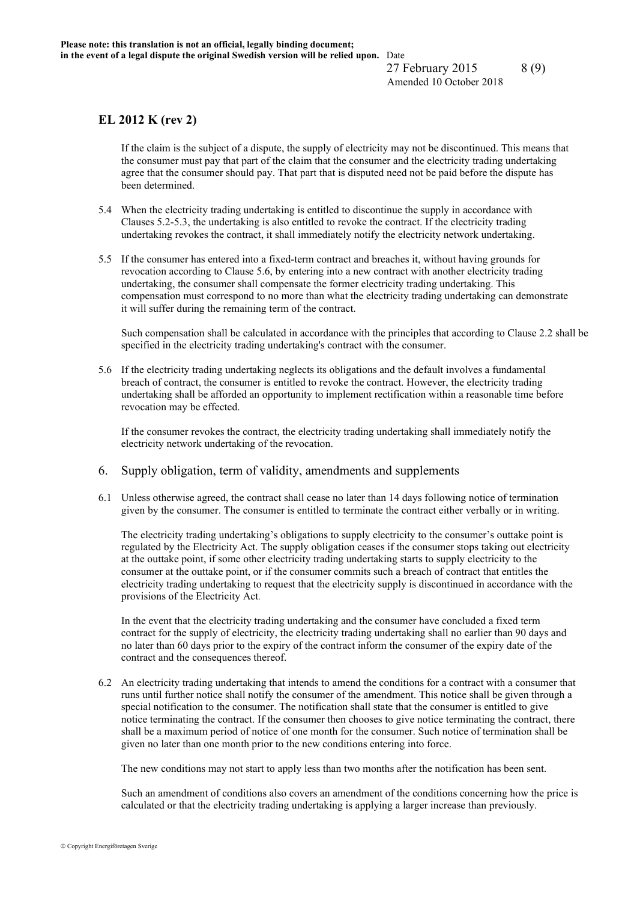## EL 2012 K (rev 2)

If the claim is the subject of a dispute, the supply of electricity may not be discontinued. This means that the consumer must pay that part of the claim that the consumer and the electricity trading undertaking agree that the consumer should pay. That part that is disputed need not be paid before the dispute has been determined.

5.4 When the electricity trading undertaking is entitled to discontinue the supply in accordance with Clauses 5.2-5.3, the undertaking is also entitled to revoke the contract. If the electricity trading undertaking revokes the contract, it shall immediately notify the electricity network undertaking.

5.5 If the consumer has entered into a fixed-term contract and breaches it, without having grounds for revocation according to Clause 5.6, by entering into a new contract with another electricity trading undertaking, the consumer shall compensate the former electricity trading undertaking. This compensation must correspond to no more than what the electricity trading undertaking can demonstrate it will suffer during the remaining term of the contract.

Such compensation shall be calculated in accordance with the principles that according to Clause 2.2 shall be specified in the electricity trading undertaking's contract with the consumer.

5.6 If the electricity trading undertaking neglects its obligations and the default involves a fundamental breach of contract, the consumer is entitled to revoke the contract. However, the electricity trading undertaking shall be afforded an opportunity to implement rectification within a reasonable time before revocation may be effected.

If the consumer revokes the contract, the electricity trading undertaking shall immediately notify the electricity network undertaking of the revocation.

## 6. Supply obligation, term of validity, amendments and supplements

6.1 Unless otherwise agreed, the contract shall cease no later than 14 days following notice of termination given by the consumer. The consumer is entitled to terminate the contract either verbally or in writing.

The electricity trading undertaking's obligations to supply electricity to the consumer's outtake point is regulated by the Electricity Act. The supply obligation ceases if the consumer stops taking out electricity at the outtake point, if some other electricity trading undertaking starts to supply electricity to the consumer at the outtake point, or if the consumer commits such a breach of contract that entitles the electricity trading undertaking to request that the electricity supply is discontinued in accordance with the provisions of the Electricity Act.

In the event that the electricity trading undertaking and the consumer have concluded a fixed term contract for the supply of electricity, the electricity trading undertaking shall no earlier than 90 days and no later than 60 days prior to the expiry of the contract inform the consumer of the expiry date of the contract and the consequences thereof.

6.2 An electricity trading undertaking that intends to amend the conditions for a contract with a consumer that runs until further notice shall notify the consumer of the amendment. This notice shall be given through a special notification to the consumer. The notification shall state that the consumer is entitled to give notice terminating the contract. If the consumer then chooses to give notice terminating the contract, there shall be a maximum period of notice of one month for the consumer. Such notice of termination shall be given no later than one month prior to the new conditions entering into force.

The new conditions may not start to apply less than two months after the notification has been sent.

Such an amendment of conditions also covers an amendment of the conditions concerning how the price is calculated or that the electricity trading undertaking is applying a larger increase than previously.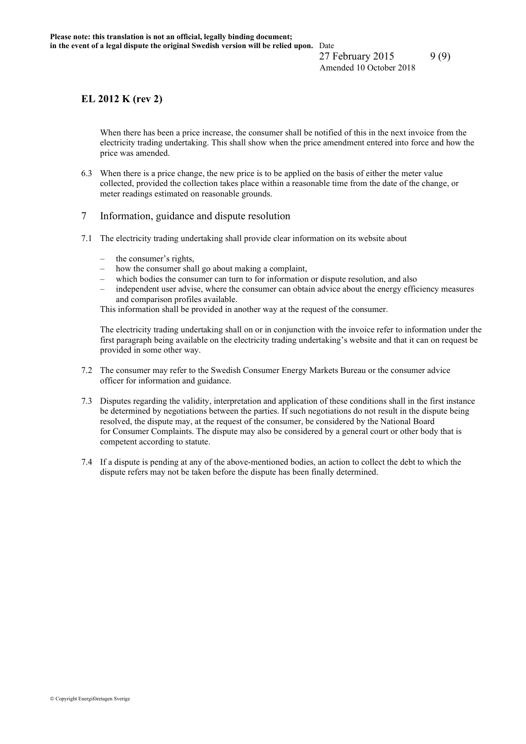When there has been a price increase, the consumer shall be notified of this in the next invoice from the electricity trading undertaking. This shall show when the price amendment entered into force and how the price was amended.

6.3 When there is a price change, the new price is to be applied on the basis of either the meter value collected, provided the collection takes place within a reasonable time from the date of the change, or meter readings estimated on reasonable grounds.

## 7 Information, guidance and dispute resolution

7.1 The electricity trading undertaking shall provide clear information on its website about

- the consumer's rights,
- how the consumer shall go about making a complaint,
- which bodies the consumer can turn to for information or dispute resolution, and also
- independent user advise, where the consumer can obtain advice about the energy efficiency measures and comparison profiles available.

This information shall be provided in another way at the request of the consumer.

The electricity trading undertaking shall on or in conjunction with the invoice refer to information under the first paragraph being available on the electricity trading undertaking's website and that it can on request be provided in some other way.

7.2 The consumer may refer to the Swedish Consumer Energy Markets Bureau or the consumer advice officer for information and guidance.

7.3 Disputes regarding the validity, interpretation and application of these conditions shall in the first instance be determined by negotiations between the parties. If such negotiations do not result in the dispute being resolved, the dispute may, at the request of the consumer, be considered by the National Board for Consumer Complaints. The dispute may also be considered by a general court or other body that is competent according to statute.

7.4 If a dispute is pending at any of the above-mentioned bodies, an action to collect the debt to which the dispute refers may not be taken before the dispute has been finally determined.